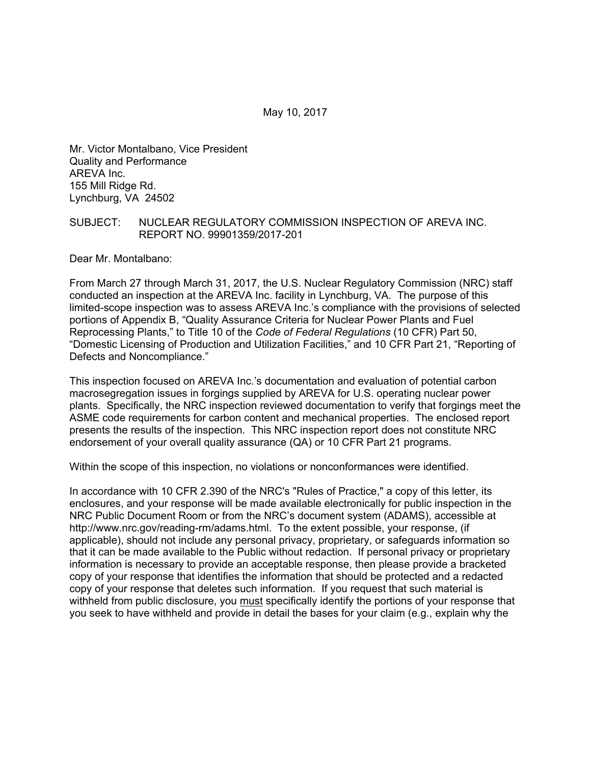May 10, 2017

Mr. Victor Montalbano, Vice President
Quality and Performance
AREVA Inc.
155 Mill Ridge Rd.
Lynchburg, VA 24502

SUBJECT: NUCLEAR REGULATORY COMMISSION INSPECTION OF AREVA INC. REPORT NO. 99901359/2017-201

Dear Mr. Montalbano:

From March 27 through March 31, 2017, the U.S. Nuclear Regulatory Commission (NRC) staff conducted an inspection at the AREVA Inc. facility in Lynchburg, VA. The purpose of this limited-scope inspection was to assess AREVA Inc.'s compliance with the provisions of selected portions of Appendix B, "Quality Assurance Criteria for Nuclear Power Plants and Fuel Reprocessing Plants," to Title 10 of the *Code of Federal Regulations* (10 CFR) Part 50, "Domestic Licensing of Production and Utilization Facilities," and 10 CFR Part 21, "Reporting of Defects and Noncompliance."

This inspection focused on AREVA Inc.'s documentation and evaluation of potential carbon macrosegregation issues in forgings supplied by AREVA for U.S. operating nuclear power plants. Specifically, the NRC inspection reviewed documentation to verify that forgings meet the ASME code requirements for carbon content and mechanical properties. The enclosed report presents the results of the inspection. This NRC inspection report does not constitute NRC endorsement of your overall quality assurance (QA) or 10 CFR Part 21 programs.

Within the scope of this inspection, no violations or nonconformances were identified.

In accordance with 10 CFR 2.390 of the NRC's "Rules of Practice," a copy of this letter, its enclosures, and your response will be made available electronically for public inspection in the NRC Public Document Room or from the NRC's document system (ADAMS), accessible at http://www.nrc.gov/reading-rm/adams.html. To the extent possible, your response, (if applicable), should not include any personal privacy, proprietary, or safeguards information so that it can be made available to the Public without redaction. If personal privacy or proprietary information is necessary to provide an acceptable response, then please provide a bracketed copy of your response that identifies the information that should be protected and a redacted copy of your response that deletes such information. If you request that such material is withheld from public disclosure, you <u>must</u> specifically identify the portions of your response that you seek to have withheld and provide in detail the bases for your claim (e.g., explain why the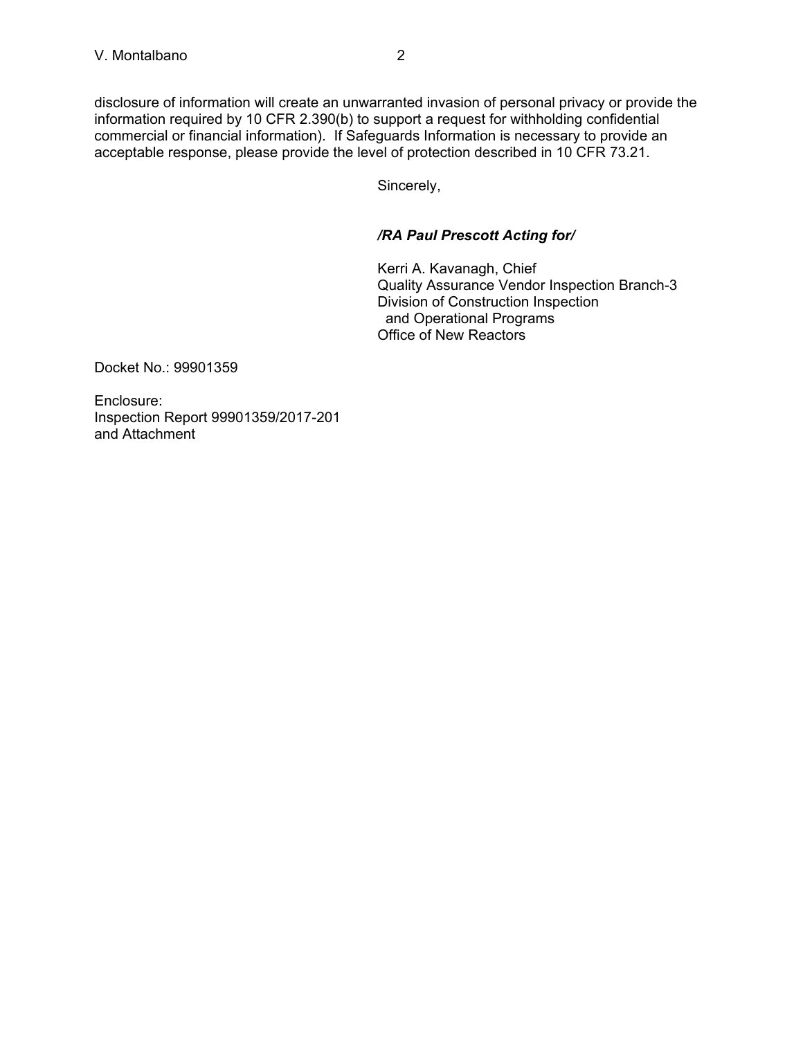disclosure of information will create an unwarranted invasion of personal privacy or provide the information required by 10 CFR 2.390(b) to support a request for withholding confidential commercial or financial information). If Safeguards Information is necessary to provide an acceptable response, please provide the level of protection described in 10 CFR 73.21.

Sincerely,

***/RA Paul Prescott Acting for/***

Kerri A. Kavanagh, Chief
Quality Assurance Vendor Inspection Branch-3
Division of Construction Inspection
and Operational Programs
Office of New Reactors

Docket No.: 99901359

Enclosure:
Inspection Report 99901359/2017-201
and Attachment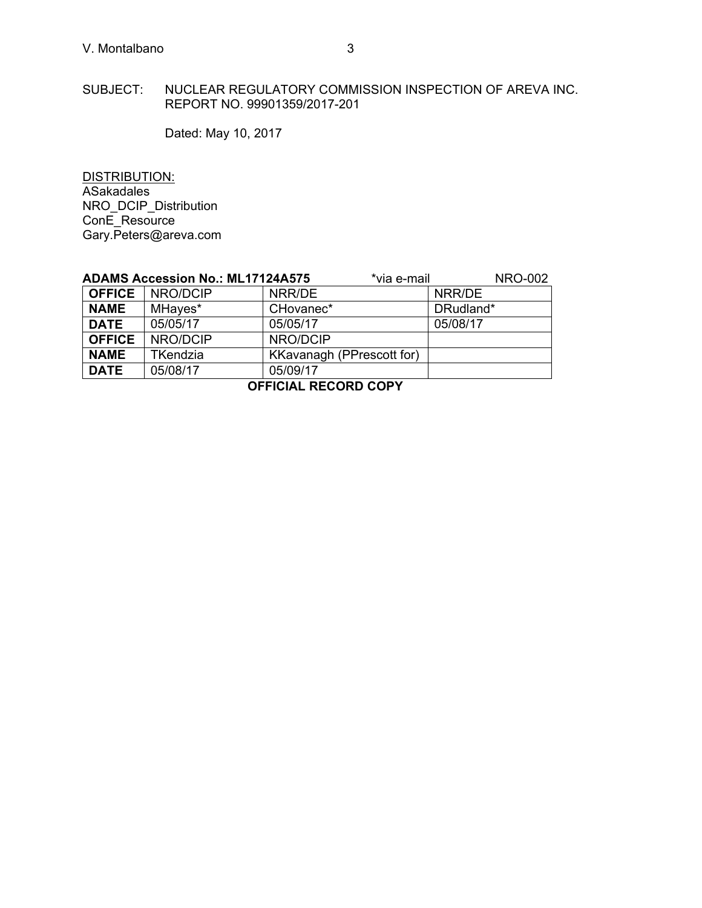SUBJECT: NUCLEAR REGULATORY COMMISSION INSPECTION OF AREVA INC. REPORT NO. 99901359/2017-201

Dated: May 10, 2017

DISTRIBUTION:
ASakadales
NRO_DCIP_Distribution
ConE_Resource
Gary.Peters@areva.com

**ADAMS Accession No.: ML17124A575** *via e-mail NRO-002

| **OFFICE** | NRO/DCIP | NRR/DE | NRR/DE |
|---|---|---|---|
| **NAME** | MHayes* | CHovanec* | DRudland* |
| **DATE** | 05/05/17 | 05/05/17 | 05/08/17 |
| **OFFICE** | NRO/DCIP | NRO/DCIP | |
| **NAME** | TKendzia | KKavanagh (PPrescott for) | |
| **DATE** | 05/08/17 | 05/09/17 | |

**OFFICIAL RECORD COPY**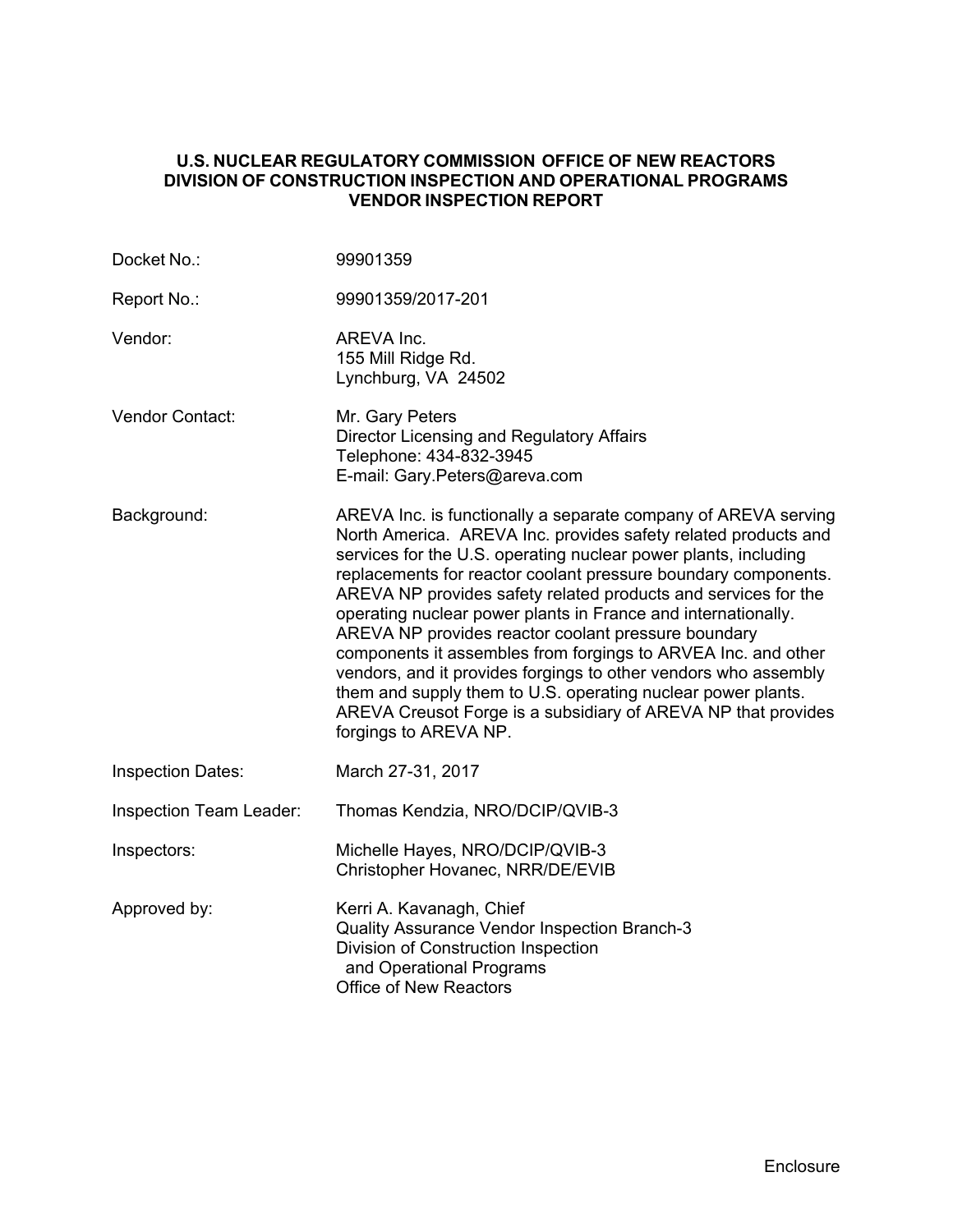**U.S. NUCLEAR REGULATORY COMMISSION OFFICE OF NEW REACTORS**
**DIVISION OF CONSTRUCTION INSPECTION AND OPERATIONAL PROGRAMS**
**VENDOR INSPECTION REPORT**

| | |
|---|---|
| Docket No.: | 99901359 |
| Report No.: | 99901359/2017-201 |
| Vendor: | AREVA Inc.<br>155 Mill Ridge Rd.<br>Lynchburg, VA 24502 |
| Vendor Contact: | Mr. Gary Peters<br>Director Licensing and Regulatory Affairs<br>Telephone: 434-832-3945<br>E-mail: Gary.Peters@areva.com |
| Background: | AREVA Inc. is functionally a separate company of AREVA serving North America. AREVA Inc. provides safety related products and services for the U.S. operating nuclear power plants, including replacements for reactor coolant pressure boundary components. AREVA NP provides safety related products and services for the operating nuclear power plants in France and internationally. AREVA NP provides reactor coolant pressure boundary components it assembles from forgings to ARVEA Inc. and other vendors, and it provides forgings to other vendors who assembly them and supply them to U.S. operating nuclear power plants. AREVA Creusot Forge is a subsidiary of AREVA NP that provides forgings to AREVA NP. |
| Inspection Dates: | March 27-31, 2017 |
| Inspection Team Leader: | Thomas Kendzia, NRO/DCIP/QVIB-3 |
| Inspectors: | Michelle Hayes, NRO/DCIP/QVIB-3<br>Christopher Hovanec, NRR/DE/EVIB |
| Approved by: | Kerri A. Kavanagh, Chief<br>Quality Assurance Vendor Inspection Branch-3<br>Division of Construction Inspection<br>and Operational Programs<br>Office of New Reactors |

Enclosure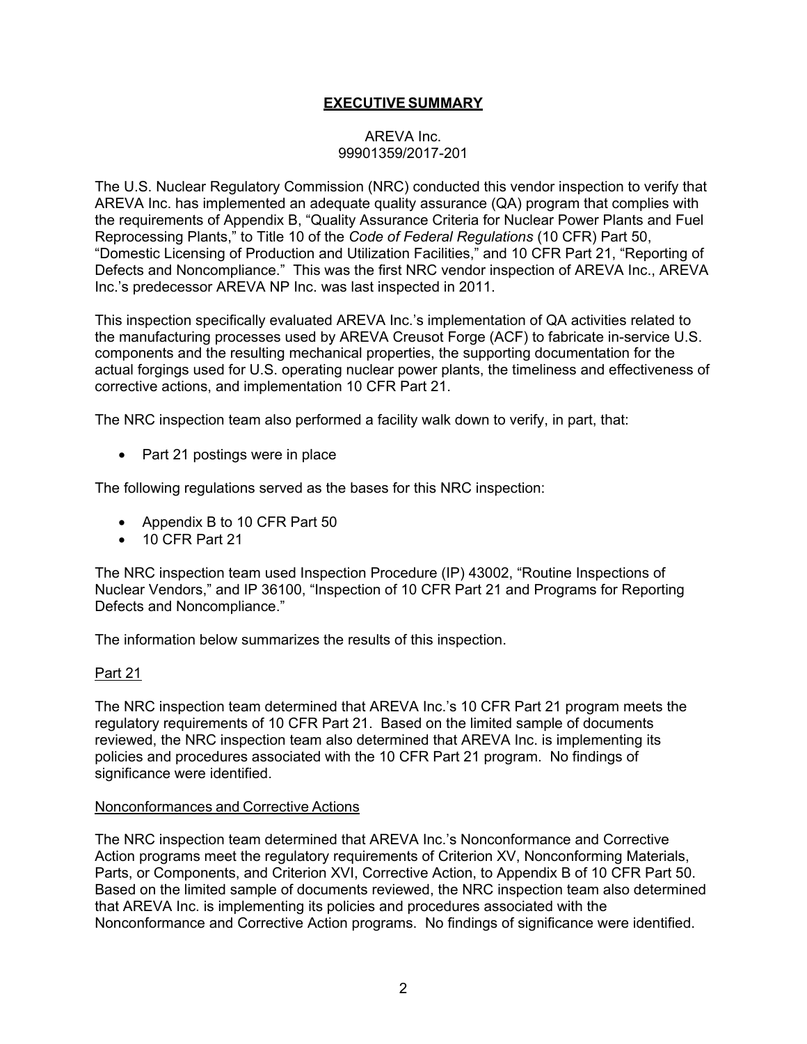## EXECUTIVE SUMMARY

AREVA Inc.
99901359/2017-201

The U.S. Nuclear Regulatory Commission (NRC) conducted this vendor inspection to verify that AREVA Inc. has implemented an adequate quality assurance (QA) program that complies with the requirements of Appendix B, "Quality Assurance Criteria for Nuclear Power Plants and Fuel Reprocessing Plants," to Title 10 of the *Code of Federal Regulations* (10 CFR) Part 50, "Domestic Licensing of Production and Utilization Facilities," and 10 CFR Part 21, "Reporting of Defects and Noncompliance." This was the first NRC vendor inspection of AREVA Inc., AREVA Inc.'s predecessor AREVA NP Inc. was last inspected in 2011.

This inspection specifically evaluated AREVA Inc.'s implementation of QA activities related to the manufacturing processes used by AREVA Creusot Forge (ACF) to fabricate in-service U.S. components and the resulting mechanical properties, the supporting documentation for the actual forgings used for U.S. operating nuclear power plants, the timeliness and effectiveness of corrective actions, and implementation 10 CFR Part 21.

The NRC inspection team also performed a facility walk down to verify, in part, that:

- Part 21 postings were in place

The following regulations served as the bases for this NRC inspection:

- Appendix B to 10 CFR Part 50
- 10 CFR Part 21

The NRC inspection team used Inspection Procedure (IP) 43002, "Routine Inspections of Nuclear Vendors," and IP 36100, "Inspection of 10 CFR Part 21 and Programs for Reporting Defects and Noncompliance."

The information below summarizes the results of this inspection.

### Part 21

The NRC inspection team determined that AREVA Inc.'s 10 CFR Part 21 program meets the regulatory requirements of 10 CFR Part 21. Based on the limited sample of documents reviewed, the NRC inspection team also determined that AREVA Inc. is implementing its policies and procedures associated with the 10 CFR Part 21 program. No findings of significance were identified.

### Nonconformances and Corrective Actions

The NRC inspection team determined that AREVA Inc.'s Nonconformance and Corrective Action programs meet the regulatory requirements of Criterion XV, Nonconforming Materials, Parts, or Components, and Criterion XVI, Corrective Action, to Appendix B of 10 CFR Part 50. Based on the limited sample of documents reviewed, the NRC inspection team also determined that AREVA Inc. is implementing its policies and procedures associated with the Nonconformance and Corrective Action programs. No findings of significance were identified.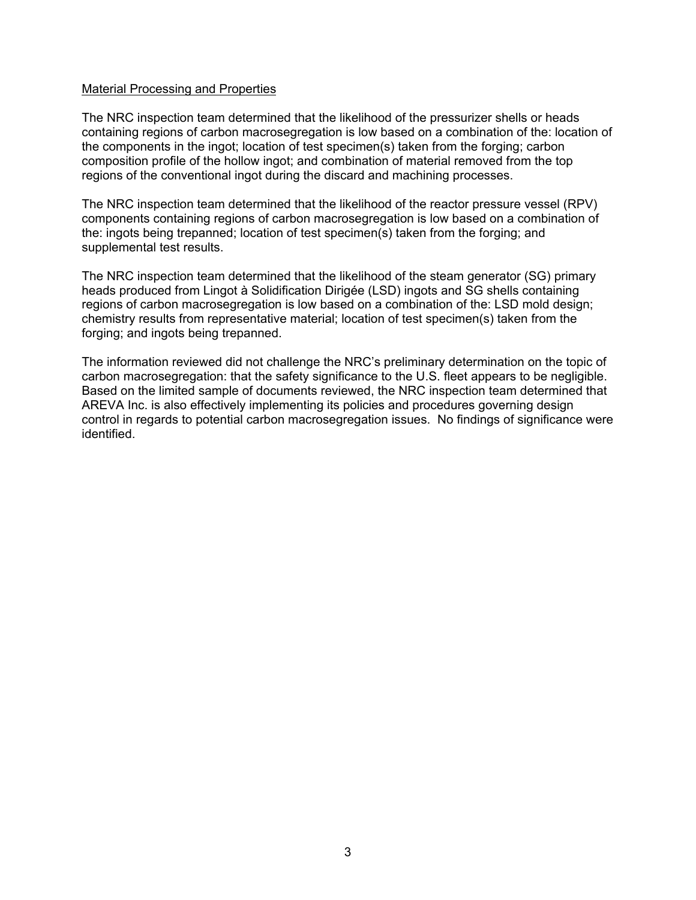Material Processing and Properties

The NRC inspection team determined that the likelihood of the pressurizer shells or heads containing regions of carbon macrosegregation is low based on a combination of the: location of the components in the ingot; location of test specimen(s) taken from the forging; carbon composition profile of the hollow ingot; and combination of material removed from the top regions of the conventional ingot during the discard and machining processes.

The NRC inspection team determined that the likelihood of the reactor pressure vessel (RPV) components containing regions of carbon macrosegregation is low based on a combination of the: ingots being trepanned; location of test specimen(s) taken from the forging; and supplemental test results.

The NRC inspection team determined that the likelihood of the steam generator (SG) primary heads produced from Lingot à Solidification Dirigée (LSD) ingots and SG shells containing regions of carbon macrosegregation is low based on a combination of the: LSD mold design; chemistry results from representative material; location of test specimen(s) taken from the forging; and ingots being trepanned.

The information reviewed did not challenge the NRC's preliminary determination on the topic of carbon macrosegregation: that the safety significance to the U.S. fleet appears to be negligible. Based on the limited sample of documents reviewed, the NRC inspection team determined that AREVA Inc. is also effectively implementing its policies and procedures governing design control in regards to potential carbon macrosegregation issues. No findings of significance were identified.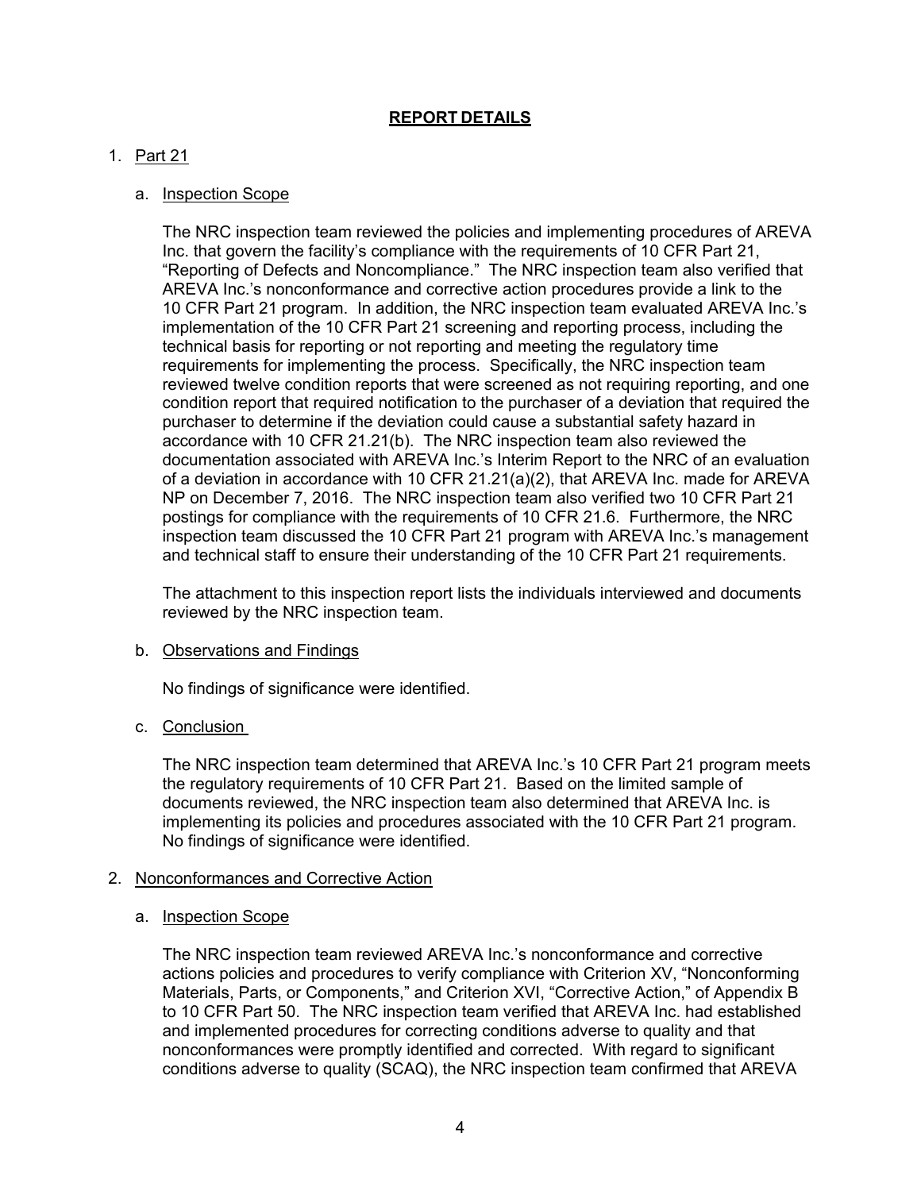## REPORT DETAILS

1. Part 21

    a. Inspection Scope

    The NRC inspection team reviewed the policies and implementing procedures of AREVA Inc. that govern the facility's compliance with the requirements of 10 CFR Part 21, "Reporting of Defects and Noncompliance." The NRC inspection team also verified that AREVA Inc.'s nonconformance and corrective action procedures provide a link to the 10 CFR Part 21 program. In addition, the NRC inspection team evaluated AREVA Inc.'s implementation of the 10 CFR Part 21 screening and reporting process, including the technical basis for reporting or not reporting and meeting the regulatory time requirements for implementing the process. Specifically, the NRC inspection team reviewed twelve condition reports that were screened as not requiring reporting, and one condition report that required notification to the purchaser of a deviation that required the purchaser to determine if the deviation could cause a substantial safety hazard in accordance with 10 CFR 21.21(b). The NRC inspection team also reviewed the documentation associated with AREVA Inc.'s Interim Report to the NRC of an evaluation of a deviation in accordance with 10 CFR 21.21(a)(2), that AREVA Inc. made for AREVA NP on December 7, 2016. The NRC inspection team also verified two 10 CFR Part 21 postings for compliance with the requirements of 10 CFR 21.6. Furthermore, the NRC inspection team discussed the 10 CFR Part 21 program with AREVA Inc.'s management and technical staff to ensure their understanding of the 10 CFR Part 21 requirements.

    The attachment to this inspection report lists the individuals interviewed and documents reviewed by the NRC inspection team.

    b. Observations and Findings

    No findings of significance were identified.

    c. Conclusion

    The NRC inspection team determined that AREVA Inc.'s 10 CFR Part 21 program meets the regulatory requirements of 10 CFR Part 21. Based on the limited sample of documents reviewed, the NRC inspection team also determined that AREVA Inc. is implementing its policies and procedures associated with the 10 CFR Part 21 program. No findings of significance were identified.

2. Nonconformances and Corrective Action

    a. Inspection Scope

    The NRC inspection team reviewed AREVA Inc.'s nonconformance and corrective actions policies and procedures to verify compliance with Criterion XV, "Nonconforming Materials, Parts, or Components," and Criterion XVI, "Corrective Action," of Appendix B to 10 CFR Part 50. The NRC inspection team verified that AREVA Inc. had established and implemented procedures for correcting conditions adverse to quality and that nonconformances were promptly identified and corrected. With regard to significant conditions adverse to quality (SCAQ), the NRC inspection team confirmed that AREVA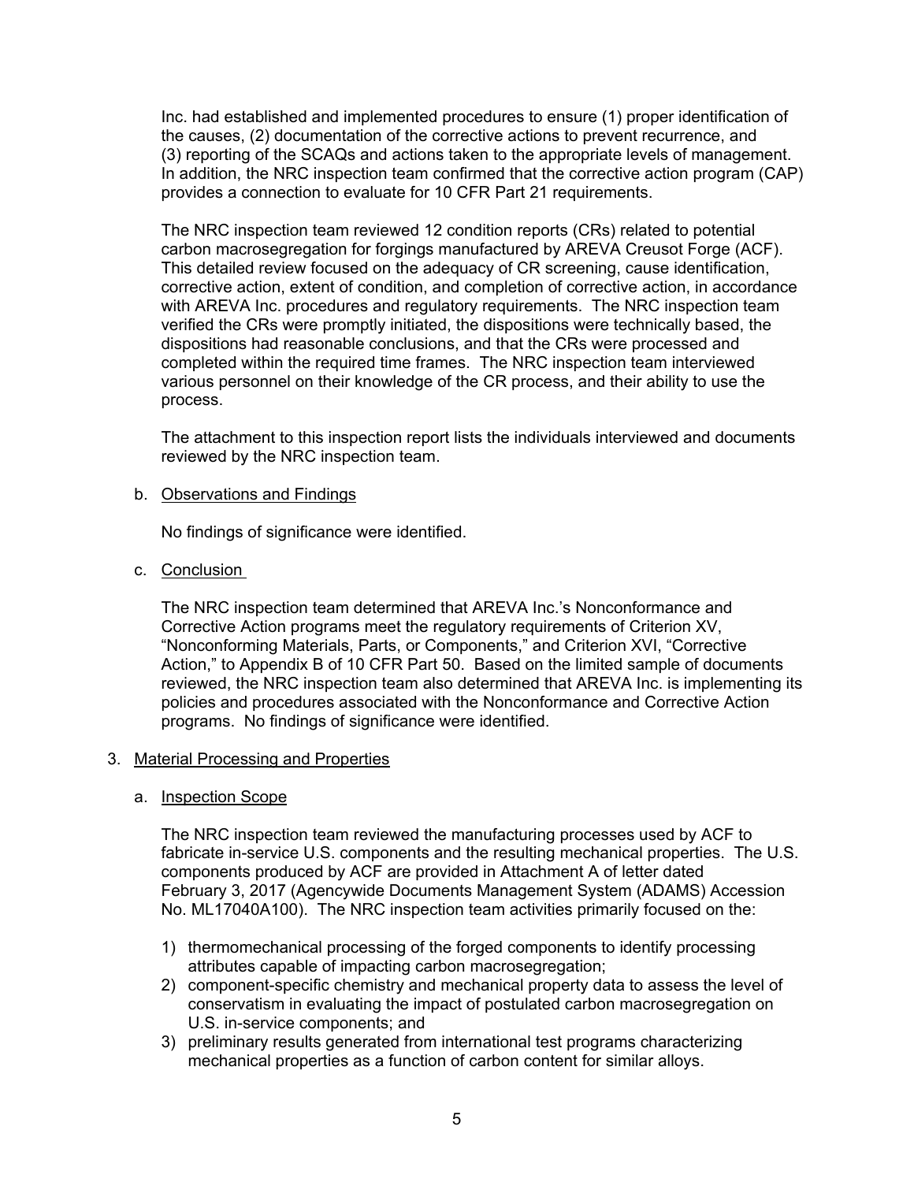Inc. had established and implemented procedures to ensure (1) proper identification of the causes, (2) documentation of the corrective actions to prevent recurrence, and (3) reporting of the SCAQs and actions taken to the appropriate levels of management. In addition, the NRC inspection team confirmed that the corrective action program (CAP) provides a connection to evaluate for 10 CFR Part 21 requirements.

The NRC inspection team reviewed 12 condition reports (CRs) related to potential carbon macrosegregation for forgings manufactured by AREVA Creusot Forge (ACF). This detailed review focused on the adequacy of CR screening, cause identification, corrective action, extent of condition, and completion of corrective action, in accordance with AREVA Inc. procedures and regulatory requirements. The NRC inspection team verified the CRs were promptly initiated, the dispositions were technically based, the dispositions had reasonable conclusions, and that the CRs were processed and completed within the required time frames. The NRC inspection team interviewed various personnel on their knowledge of the CR process, and their ability to use the process.

The attachment to this inspection report lists the individuals interviewed and documents reviewed by the NRC inspection team.

b. Observations and Findings

No findings of significance were identified.

c. Conclusion

The NRC inspection team determined that AREVA Inc.'s Nonconformance and Corrective Action programs meet the regulatory requirements of Criterion XV, "Nonconforming Materials, Parts, or Components," and Criterion XVI, "Corrective Action," to Appendix B of 10 CFR Part 50. Based on the limited sample of documents reviewed, the NRC inspection team also determined that AREVA Inc. is implementing its policies and procedures associated with the Nonconformance and Corrective Action programs. No findings of significance were identified.

## 3. Material Processing and Properties

a. Inspection Scope

The NRC inspection team reviewed the manufacturing processes used by ACF to fabricate in-service U.S. components and the resulting mechanical properties. The U.S. components produced by ACF are provided in Attachment A of letter dated February 3, 2017 (Agencywide Documents Management System (ADAMS) Accession No. ML17040A100). The NRC inspection team activities primarily focused on the:

1) thermomechanical processing of the forged components to identify processing attributes capable of impacting carbon macrosegregation;
2) component-specific chemistry and mechanical property data to assess the level of conservatism in evaluating the impact of postulated carbon macrosegregation on U.S. in-service components; and
3) preliminary results generated from international test programs characterizing mechanical properties as a function of carbon content for similar alloys.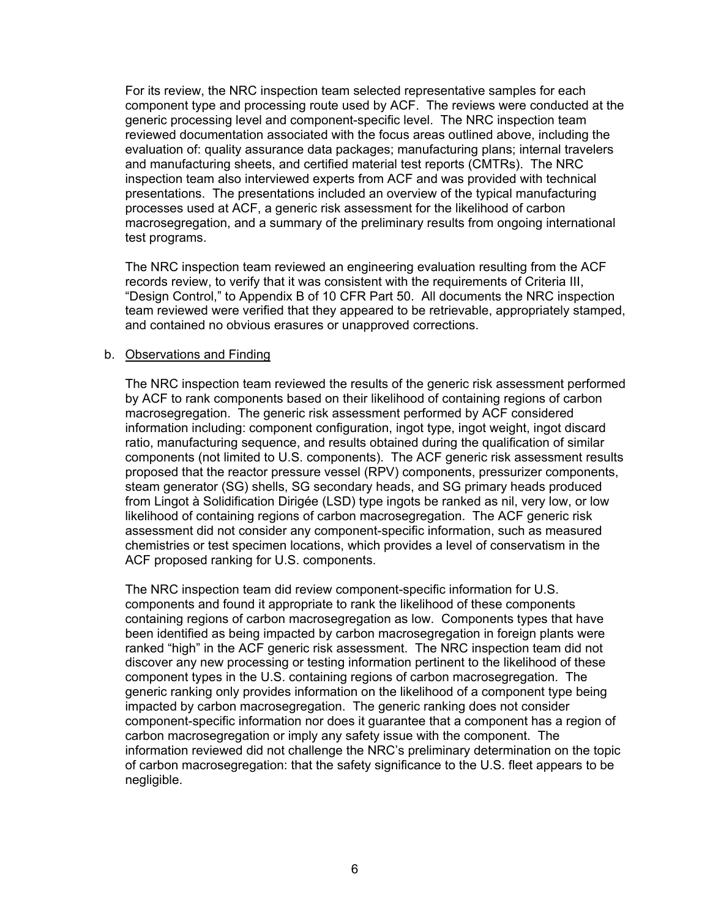For its review, the NRC inspection team selected representative samples for each component type and processing route used by ACF. The reviews were conducted at the generic processing level and component-specific level. The NRC inspection team reviewed documentation associated with the focus areas outlined above, including the evaluation of: quality assurance data packages; manufacturing plans; internal travelers and manufacturing sheets, and certified material test reports (CMTRs). The NRC inspection team also interviewed experts from ACF and was provided with technical presentations. The presentations included an overview of the typical manufacturing processes used at ACF, a generic risk assessment for the likelihood of carbon macrosegregation, and a summary of the preliminary results from ongoing international test programs.

The NRC inspection team reviewed an engineering evaluation resulting from the ACF records review, to verify that it was consistent with the requirements of Criteria III, "Design Control," to Appendix B of 10 CFR Part 50. All documents the NRC inspection team reviewed were verified that they appeared to be retrievable, appropriately stamped, and contained no obvious erasures or unapproved corrections.

b. Observations and Finding

The NRC inspection team reviewed the results of the generic risk assessment performed by ACF to rank components based on their likelihood of containing regions of carbon macrosegregation. The generic risk assessment performed by ACF considered information including: component configuration, ingot type, ingot weight, ingot discard ratio, manufacturing sequence, and results obtained during the qualification of similar components (not limited to U.S. components). The ACF generic risk assessment results proposed that the reactor pressure vessel (RPV) components, pressurizer components, steam generator (SG) shells, SG secondary heads, and SG primary heads produced from Lingot à Solidification Dirigée (LSD) type ingots be ranked as nil, very low, or low likelihood of containing regions of carbon macrosegregation. The ACF generic risk assessment did not consider any component-specific information, such as measured chemistries or test specimen locations, which provides a level of conservatism in the ACF proposed ranking for U.S. components.

The NRC inspection team did review component-specific information for U.S. components and found it appropriate to rank the likelihood of these components containing regions of carbon macrosegregation as low. Components types that have been identified as being impacted by carbon macrosegregation in foreign plants were ranked "high" in the ACF generic risk assessment. The NRC inspection team did not discover any new processing or testing information pertinent to the likelihood of these component types in the U.S. containing regions of carbon macrosegregation. The generic ranking only provides information on the likelihood of a component type being impacted by carbon macrosegregation. The generic ranking does not consider component-specific information nor does it guarantee that a component has a region of carbon macrosegregation or imply any safety issue with the component. The information reviewed did not challenge the NRC's preliminary determination on the topic of carbon macrosegregation: that the safety significance to the U.S. fleet appears to be negligible.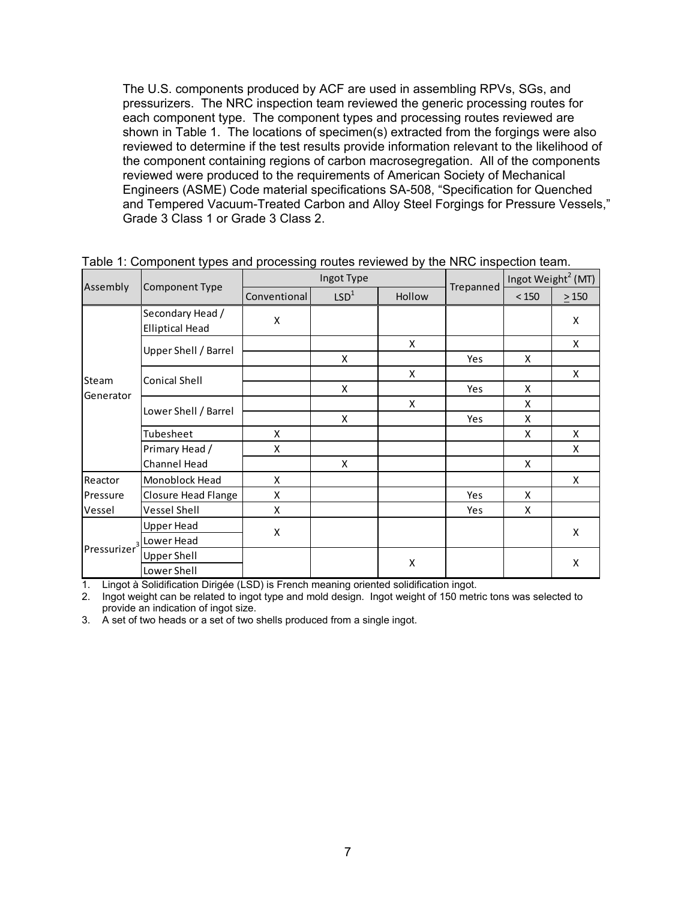The U.S. components produced by ACF are used in assembling RPVs, SGs, and pressurizers. The NRC inspection team reviewed the generic processing routes for each component type. The component types and processing routes reviewed are shown in Table 1. The locations of specimen(s) extracted from the forgings were also reviewed to determine if the test results provide information relevant to the likelihood of the component containing regions of carbon macrosegregation. All of the components reviewed were produced to the requirements of American Society of Mechanical Engineers (ASME) Code material specifications SA-508, “Specification for Quenched and Tempered Vacuum-Treated Carbon and Alloy Steel Forgings for Pressure Vessels,” Grade 3 Class 1 or Grade 3 Class 2.

Table 1: Component types and processing routes reviewed by the NRC inspection team.

| Assembly | Component Type | Ingot Type | | | Trepanned | Ingot Weight[2] (MT) | |
|---|---|---|---|---|---|---|---|
| | | Conventional | LSD[1] | Hollow | | < 150 | ≥ 150 |
| Steam Generator | Secondary Head / Elliptical Head | X | | | | | X |
| | Upper Shell / Barrel | | | X | | | X |
| | | | X | | Yes | X | |
| | Conical Shell | | | X | | | X |
| | | | X | | Yes | X | |
| | Lower Shell / Barrel | | | X | | X | |
| | | | X | | Yes | X | |
| | Tubesheet | X | | | | X | X |
| | Primary Head / Channel Head | X | | | | | X |
| | | | X | | | X | |
| Reactor Pressure Vessel | Monoblock Head | X | | | | | X |
| | Closure Head Flange | X | | | Yes | X | |
| | Vessel Shell | X | | | Yes | X | |
| Pressurizer[3] | Upper Head / Lower Head | X | | | | | X |
| | Upper Shell / Lower Shell | | | X | | | X |

1. Lingot à Solidification Dirigée (LSD) is French meaning oriented solidification ingot.
2. Ingot weight can be related to ingot type and mold design. Ingot weight of 150 metric tons was selected to provide an indication of ingot size.
3. A set of two heads or a set of two shells produced from a single ingot.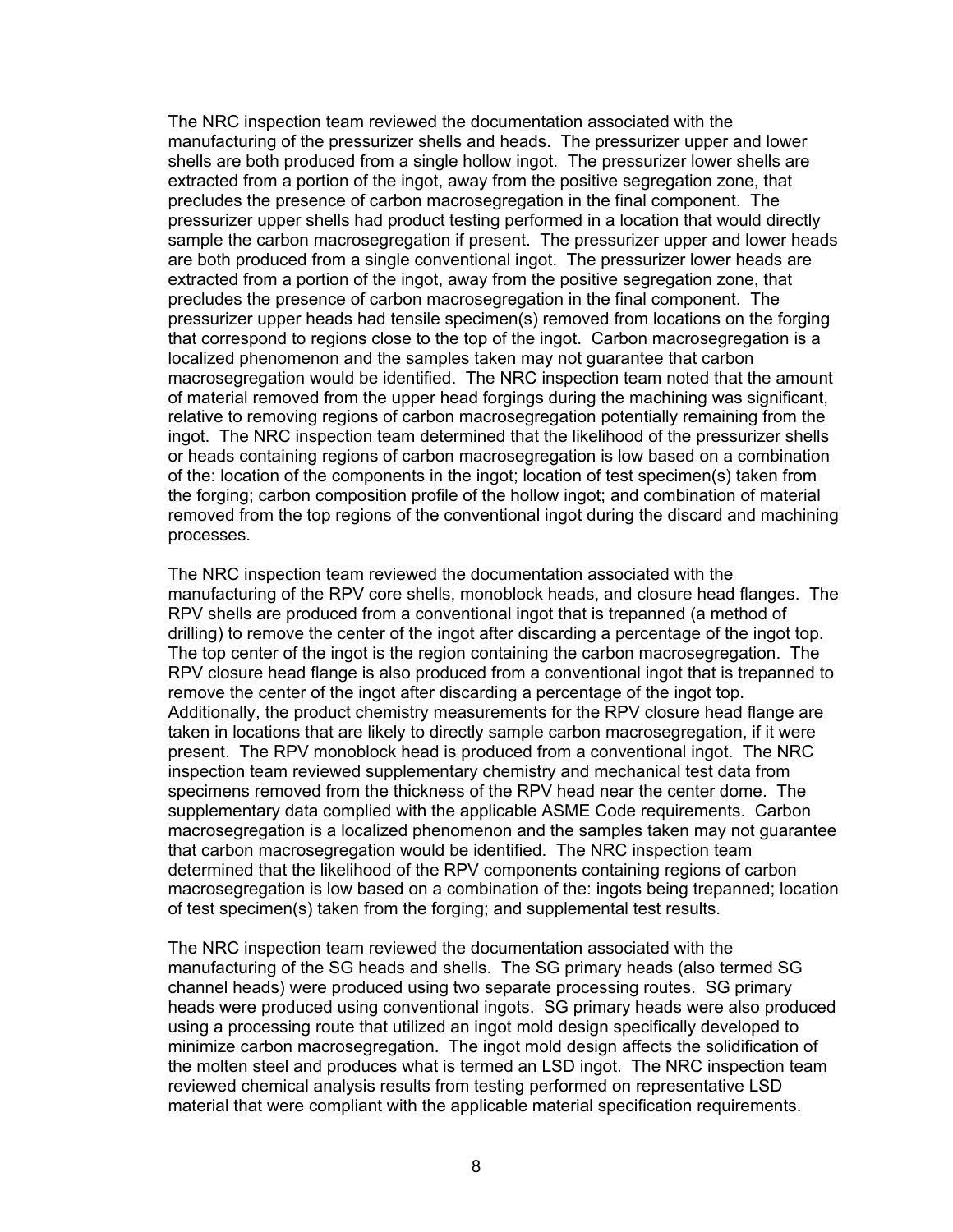The NRC inspection team reviewed the documentation associated with the manufacturing of the pressurizer shells and heads. The pressurizer upper and lower shells are both produced from a single hollow ingot. The pressurizer lower shells are extracted from a portion of the ingot, away from the positive segregation zone, that precludes the presence of carbon macrosegregation in the final component. The pressurizer upper shells had product testing performed in a location that would directly sample the carbon macrosegregation if present. The pressurizer upper and lower heads are both produced from a single conventional ingot. The pressurizer lower heads are extracted from a portion of the ingot, away from the positive segregation zone, that precludes the presence of carbon macrosegregation in the final component. The pressurizer upper heads had tensile specimen(s) removed from locations on the forging that correspond to regions close to the top of the ingot. Carbon macrosegregation is a localized phenomenon and the samples taken may not guarantee that carbon macrosegregation would be identified. The NRC inspection team noted that the amount of material removed from the upper head forgings during the machining was significant, relative to removing regions of carbon macrosegregation potentially remaining from the ingot. The NRC inspection team determined that the likelihood of the pressurizer shells or heads containing regions of carbon macrosegregation is low based on a combination of the: location of the components in the ingot; location of test specimen(s) taken from the forging; carbon composition profile of the hollow ingot; and combination of material removed from the top regions of the conventional ingot during the discard and machining processes.

The NRC inspection team reviewed the documentation associated with the manufacturing of the RPV core shells, monoblock heads, and closure head flanges. The RPV shells are produced from a conventional ingot that is trepanned (a method of drilling) to remove the center of the ingot after discarding a percentage of the ingot top. The top center of the ingot is the region containing the carbon macrosegregation. The RPV closure head flange is also produced from a conventional ingot that is trepanned to remove the center of the ingot after discarding a percentage of the ingot top. Additionally, the product chemistry measurements for the RPV closure head flange are taken in locations that are likely to directly sample carbon macrosegregation, if it were present. The RPV monoblock head is produced from a conventional ingot. The NRC inspection team reviewed supplementary chemistry and mechanical test data from specimens removed from the thickness of the RPV head near the center dome. The supplementary data complied with the applicable ASME Code requirements. Carbon macrosegregation is a localized phenomenon and the samples taken may not guarantee that carbon macrosegregation would be identified. The NRC inspection team determined that the likelihood of the RPV components containing regions of carbon macrosegregation is low based on a combination of the: ingots being trepanned; location of test specimen(s) taken from the forging; and supplemental test results.

The NRC inspection team reviewed the documentation associated with the manufacturing of the SG heads and shells. The SG primary heads (also termed SG channel heads) were produced using two separate processing routes. SG primary heads were produced using conventional ingots. SG primary heads were also produced using a processing route that utilized an ingot mold design specifically developed to minimize carbon macrosegregation. The ingot mold design affects the solidification of the molten steel and produces what is termed an LSD ingot. The NRC inspection team reviewed chemical analysis results from testing performed on representative LSD material that were compliant with the applicable material specification requirements.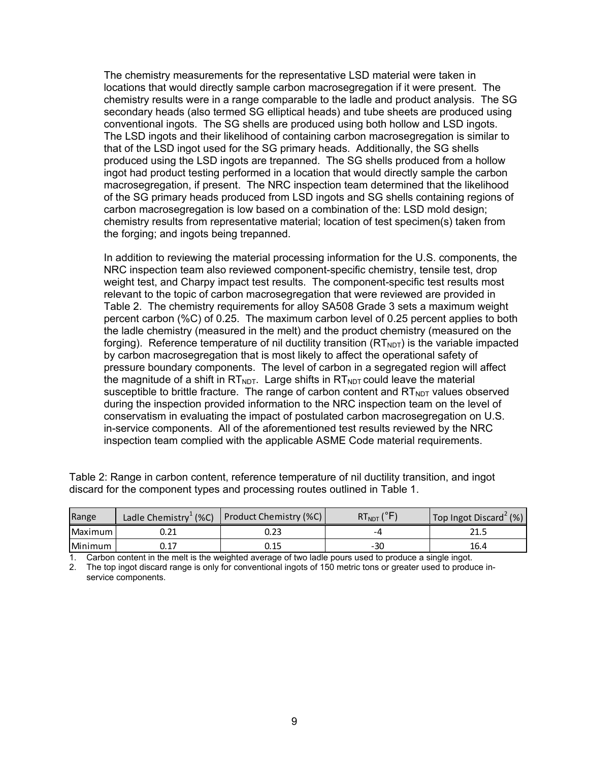The chemistry measurements for the representative LSD material were taken in locations that would directly sample carbon macrosegregation if it were present. The chemistry results were in a range comparable to the ladle and product analysis. The SG secondary heads (also termed SG elliptical heads) and tube sheets are produced using conventional ingots. The SG shells are produced using both hollow and LSD ingots. The LSD ingots and their likelihood of containing carbon macrosegregation is similar to that of the LSD ingot used for the SG primary heads. Additionally, the SG shells produced using the LSD ingots are trepanned. The SG shells produced from a hollow ingot had product testing performed in a location that would directly sample the carbon macrosegregation, if present. The NRC inspection team determined that the likelihood of the SG primary heads produced from LSD ingots and SG shells containing regions of carbon macrosegregation is low based on a combination of the: LSD mold design; chemistry results from representative material; location of test specimen(s) taken from the forging; and ingots being trepanned.

In addition to reviewing the material processing information for the U.S. components, the NRC inspection team also reviewed component-specific chemistry, tensile test, drop weight test, and Charpy impact test results. The component-specific test results most relevant to the topic of carbon macrosegregation that were reviewed are provided in Table 2. The chemistry requirements for alloy SA508 Grade 3 sets a maximum weight percent carbon (%C) of 0.25. The maximum carbon level of 0.25 percent applies to both the ladle chemistry (measured in the melt) and the product chemistry (measured on the forging). Reference temperature of nil ductility transition ($RT_{NDT}$) is the variable impacted by carbon macrosegregation that is most likely to affect the operational safety of pressure boundary components. The level of carbon in a segregated region will affect the magnitude of a shift in $RT_{NDT}$. Large shifts in $RT_{NDT}$ could leave the material susceptible to brittle fracture. The range of carbon content and $RT_{NDT}$ values observed during the inspection provided information to the NRC inspection team on the level of conservatism in evaluating the impact of postulated carbon macrosegregation on U.S. in-service components. All of the aforementioned test results reviewed by the NRC inspection team complied with the applicable ASME Code material requirements.

Table 2: Range in carbon content, reference temperature of nil ductility transition, and ingot discard for the component types and processing routes outlined in Table 1.

| Range | Ladle Chemistry[1] (%C) | Product Chemistry (%C) | $RT_{NDT}$ (°F) | Top Ingot Discard[2] (%) |
|---|---|---|---|---|
| Maximum | 0.21 | 0.23 | -4 | 21.5 |
| Minimum | 0.17 | 0.15 | -30 | 16.4 |

1. Carbon content in the melt is the weighted average of two ladle pours used to produce a single ingot.
2. The top ingot discard range is only for conventional ingots of 150 metric tons or greater used to produce in-service components.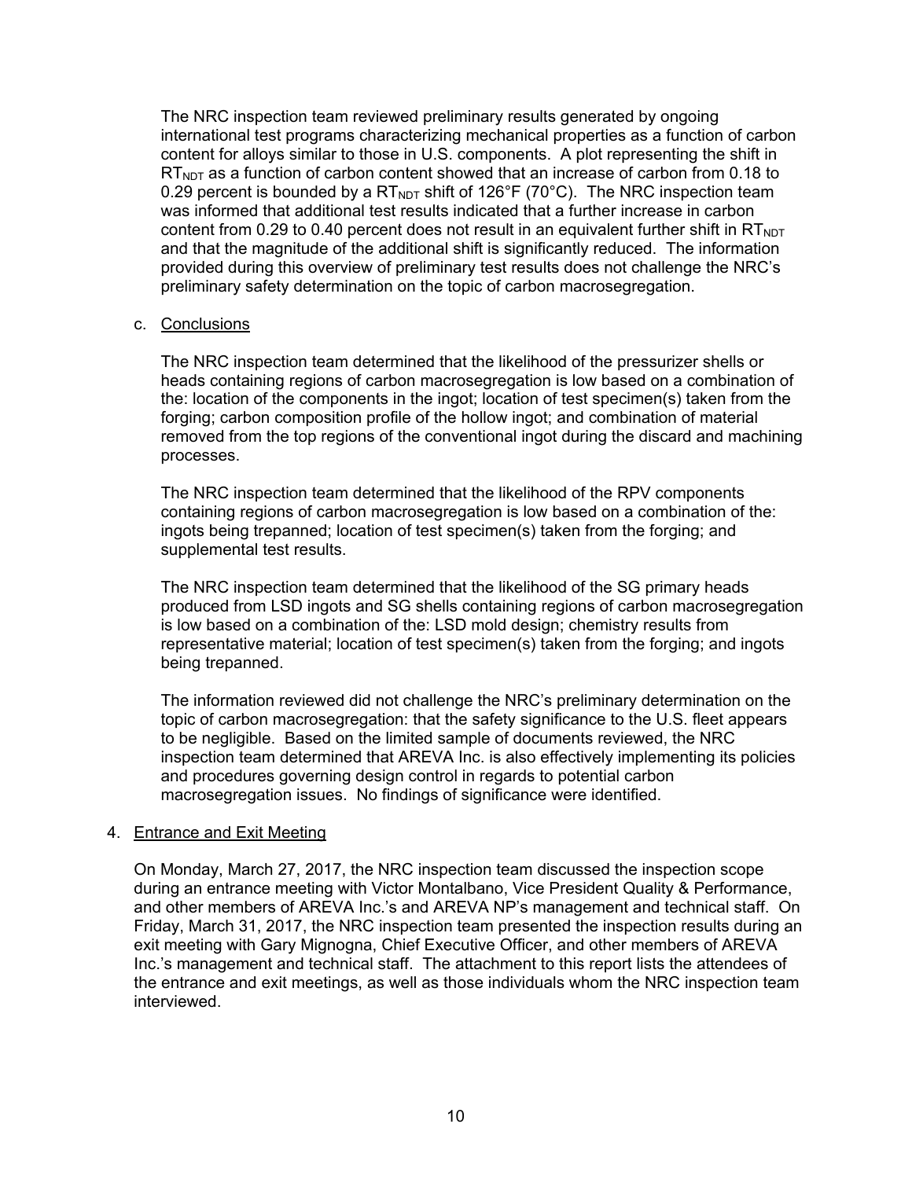The NRC inspection team reviewed preliminary results generated by ongoing international test programs characterizing mechanical properties as a function of carbon content for alloys similar to those in U.S. components. A plot representing the shift in $RT_{NDT}$ as a function of carbon content showed that an increase of carbon from 0.18 to 0.29 percent is bounded by a $RT_{NDT}$ shift of 126°F (70°C). The NRC inspection team was informed that additional test results indicated that a further increase in carbon content from 0.29 to 0.40 percent does not result in an equivalent further shift in $RT_{NDT}$ and that the magnitude of the additional shift is significantly reduced. The information provided during this overview of preliminary test results does not challenge the NRC's preliminary safety determination on the topic of carbon macrosegregation.

c. Conclusions

The NRC inspection team determined that the likelihood of the pressurizer shells or heads containing regions of carbon macrosegregation is low based on a combination of the: location of the components in the ingot; location of test specimen(s) taken from the forging; carbon composition profile of the hollow ingot; and combination of material removed from the top regions of the conventional ingot during the discard and machining processes.

The NRC inspection team determined that the likelihood of the RPV components containing regions of carbon macrosegregation is low based on a combination of the: ingots being trepanned; location of test specimen(s) taken from the forging; and supplemental test results.

The NRC inspection team determined that the likelihood of the SG primary heads produced from LSD ingots and SG shells containing regions of carbon macrosegregation is low based on a combination of the: LSD mold design; chemistry results from representative material; location of test specimen(s) taken from the forging; and ingots being trepanned.

The information reviewed did not challenge the NRC's preliminary determination on the topic of carbon macrosegregation: that the safety significance to the U.S. fleet appears to be negligible. Based on the limited sample of documents reviewed, the NRC inspection team determined that AREVA Inc. is also effectively implementing its policies and procedures governing design control in regards to potential carbon macrosegregation issues. No findings of significance were identified.

4. Entrance and Exit Meeting

On Monday, March 27, 2017, the NRC inspection team discussed the inspection scope during an entrance meeting with Victor Montalbano, Vice President Quality & Performance, and other members of AREVA Inc.'s and AREVA NP's management and technical staff. On Friday, March 31, 2017, the NRC inspection team presented the inspection results during an exit meeting with Gary Mignogna, Chief Executive Officer, and other members of AREVA Inc.'s management and technical staff. The attachment to this report lists the attendees of the entrance and exit meetings, as well as those individuals whom the NRC inspection team interviewed.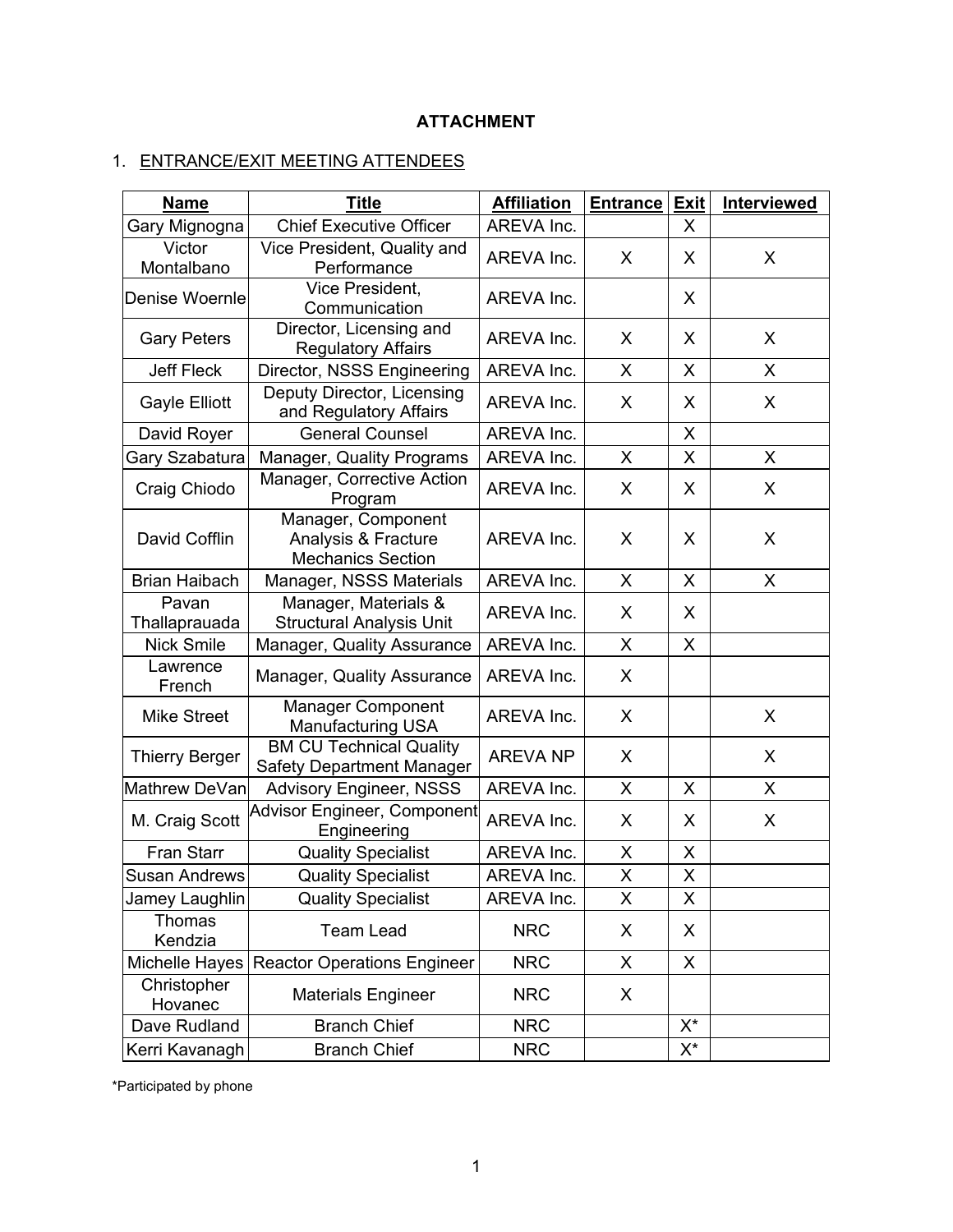**ATTACHMENT**

1. ENTRANCE/EXIT MEETING ATTENDEES

| Name | Title | Affiliation | Entrance | Exit | Interviewed |
|---|---|---|---|---|---|
| Gary Mignogna | Chief Executive Officer | AREVA Inc. | | X | |
| Victor Montalbano | Vice President, Quality and Performance | AREVA Inc. | X | X | X |
| Denise Woernle | Vice President, Communication | AREVA Inc. | | X | |
| Gary Peters | Director, Licensing and Regulatory Affairs | AREVA Inc. | X | X | X |
| Jeff Fleck | Director, NSSS Engineering | AREVA Inc. | X | X | X |
| Gayle Elliott | Deputy Director, Licensing and Regulatory Affairs | AREVA Inc. | X | X | X |
| David Royer | General Counsel | AREVA Inc. | | X | |
| Gary Szabatura | Manager, Quality Programs | AREVA Inc. | X | X | X |
| Craig Chiodo | Manager, Corrective Action Program | AREVA Inc. | X | X | X |
| David Cofflin | Manager, Component Analysis & Fracture Mechanics Section | AREVA Inc. | X | X | X |
| Brian Haibach | Manager, NSSS Materials | AREVA Inc. | X | X | X |
| Pavan Thallaprauada | Manager, Materials & Structural Analysis Unit | AREVA Inc. | X | X | |
| Nick Smile | Manager, Quality Assurance | AREVA Inc. | X | X | |
| Lawrence French | Manager, Quality Assurance | AREVA Inc. | X | | |
| Mike Street | Manager Component Manufacturing USA | AREVA Inc. | X | | X |
| Thierry Berger | BM CU Technical Quality Safety Department Manager | AREVA NP | X | | X |
| Mathrew DeVan | Advisory Engineer, NSSS | AREVA Inc. | X | X | X |
| M. Craig Scott | Advisor Engineer, Component Engineering | AREVA Inc. | X | X | X |
| Fran Starr | Quality Specialist | AREVA Inc. | X | X | |
| Susan Andrews | Quality Specialist | AREVA Inc. | X | X | |
| Jamey Laughlin | Quality Specialist | AREVA Inc. | X | X | |
| Thomas Kendzia | Team Lead | NRC | X | X | |
| Michelle Hayes | Reactor Operations Engineer | NRC | X | X | |
| Christopher Hovanec | Materials Engineer | NRC | X | | |
| Dave Rudland | Branch Chief | NRC | | X* | |
| Kerri Kavanagh | Branch Chief | NRC | | X* | |

*Participated by phone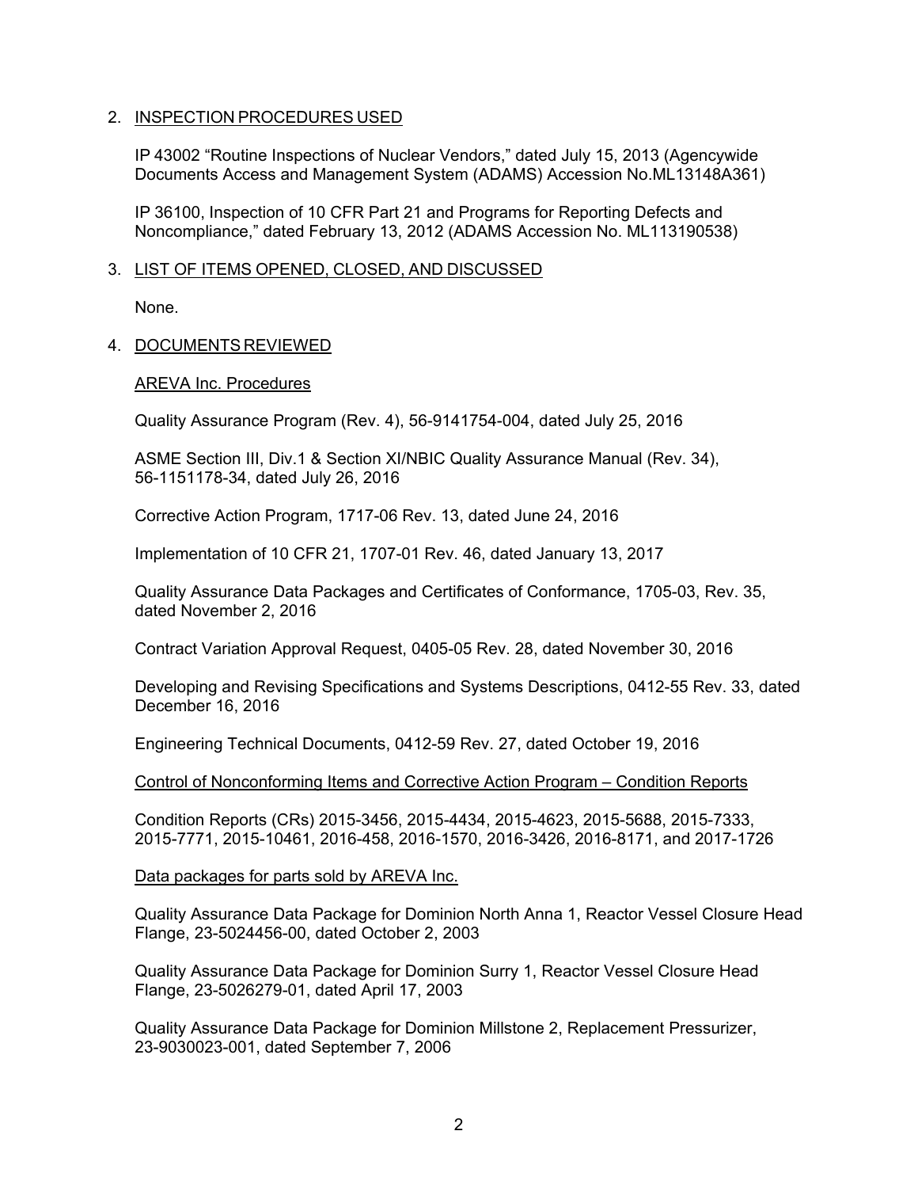## 2. INSPECTION PROCEDURES USED

IP 43002 "Routine Inspections of Nuclear Vendors," dated July 15, 2013 (Agencywide Documents Access and Management System (ADAMS) Accession No.ML13148A361)

IP 36100, Inspection of 10 CFR Part 21 and Programs for Reporting Defects and Noncompliance," dated February 13, 2012 (ADAMS Accession No. ML113190538)

## 3. LIST OF ITEMS OPENED, CLOSED, AND DISCUSSED

None.

## 4. DOCUMENTS REVIEWED

### AREVA Inc. Procedures

Quality Assurance Program (Rev. 4), 56-9141754-004, dated July 25, 2016

ASME Section III, Div.1 & Section XI/NBIC Quality Assurance Manual (Rev. 34), 56-1151178-34, dated July 26, 2016

Corrective Action Program, 1717-06 Rev. 13, dated June 24, 2016

Implementation of 10 CFR 21, 1707-01 Rev. 46, dated January 13, 2017

Quality Assurance Data Packages and Certificates of Conformance, 1705-03, Rev. 35, dated November 2, 2016

Contract Variation Approval Request, 0405-05 Rev. 28, dated November 30, 2016

Developing and Revising Specifications and Systems Descriptions, 0412-55 Rev. 33, dated December 16, 2016

Engineering Technical Documents, 0412-59 Rev. 27, dated October 19, 2016

### Control of Nonconforming Items and Corrective Action Program – Condition Reports

Condition Reports (CRs) 2015-3456, 2015-4434, 2015-4623, 2015-5688, 2015-7333, 2015-7771, 2015-10461, 2016-458, 2016-1570, 2016-3426, 2016-8171, and 2017-1726

### Data packages for parts sold by AREVA Inc.

Quality Assurance Data Package for Dominion North Anna 1, Reactor Vessel Closure Head Flange, 23-5024456-00, dated October 2, 2003

Quality Assurance Data Package for Dominion Surry 1, Reactor Vessel Closure Head Flange, 23-5026279-01, dated April 17, 2003

Quality Assurance Data Package for Dominion Millstone 2, Replacement Pressurizer, 23-9030023-001, dated September 7, 2006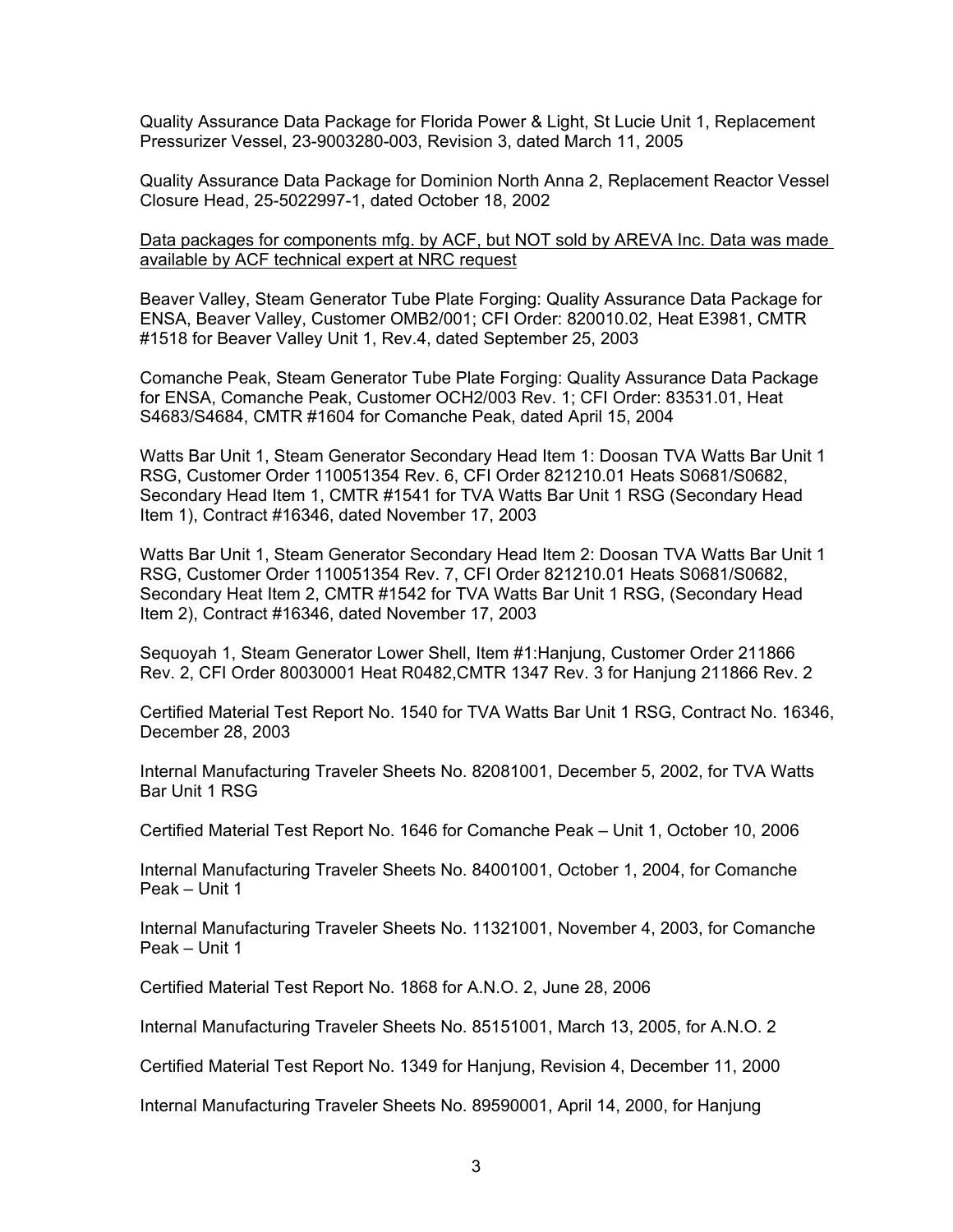Quality Assurance Data Package for Florida Power & Light, St Lucie Unit 1, Replacement Pressurizer Vessel, 23-9003280-003, Revision 3, dated March 11, 2005

Quality Assurance Data Package for Dominion North Anna 2, Replacement Reactor Vessel Closure Head, 25-5022997-1, dated October 18, 2002

<u>Data packages for components mfg. by ACF, but NOT sold by AREVA Inc. Data was made available by ACF technical expert at NRC request</u>

Beaver Valley, Steam Generator Tube Plate Forging: Quality Assurance Data Package for ENSA, Beaver Valley, Customer OMB2/001; CFI Order: 820010.02, Heat E3981, CMTR #1518 for Beaver Valley Unit 1, Rev.4, dated September 25, 2003

Comanche Peak, Steam Generator Tube Plate Forging: Quality Assurance Data Package for ENSA, Comanche Peak, Customer OCH2/003 Rev. 1; CFI Order: 83531.01, Heat S4683/S4684, CMTR #1604 for Comanche Peak, dated April 15, 2004

Watts Bar Unit 1, Steam Generator Secondary Head Item 1: Doosan TVA Watts Bar Unit 1 RSG, Customer Order 110051354 Rev. 6, CFI Order 821210.01 Heats S0681/S0682, Secondary Head Item 1, CMTR #1541 for TVA Watts Bar Unit 1 RSG (Secondary Head Item 1), Contract #16346, dated November 17, 2003

Watts Bar Unit 1, Steam Generator Secondary Head Item 2: Doosan TVA Watts Bar Unit 1 RSG, Customer Order 110051354 Rev. 7, CFI Order 821210.01 Heats S0681/S0682, Secondary Heat Item 2, CMTR #1542 for TVA Watts Bar Unit 1 RSG, (Secondary Head Item 2), Contract #16346, dated November 17, 2003

Sequoyah 1, Steam Generator Lower Shell, Item #1:Hanjung, Customer Order 211866 Rev. 2, CFI Order 80030001 Heat R0482,CMTR 1347 Rev. 3 for Hanjung 211866 Rev. 2

Certified Material Test Report No. 1540 for TVA Watts Bar Unit 1 RSG, Contract No. 16346, December 28, 2003

Internal Manufacturing Traveler Sheets No. 82081001, December 5, 2002, for TVA Watts Bar Unit 1 RSG

Certified Material Test Report No. 1646 for Comanche Peak – Unit 1, October 10, 2006

Internal Manufacturing Traveler Sheets No. 84001001, October 1, 2004, for Comanche Peak – Unit 1

Internal Manufacturing Traveler Sheets No. 11321001, November 4, 2003, for Comanche Peak – Unit 1

Certified Material Test Report No. 1868 for A.N.O. 2, June 28, 2006

Internal Manufacturing Traveler Sheets No. 85151001, March 13, 2005, for A.N.O. 2

Certified Material Test Report No. 1349 for Hanjung, Revision 4, December 11, 2000

Internal Manufacturing Traveler Sheets No. 89590001, April 14, 2000, for Hanjung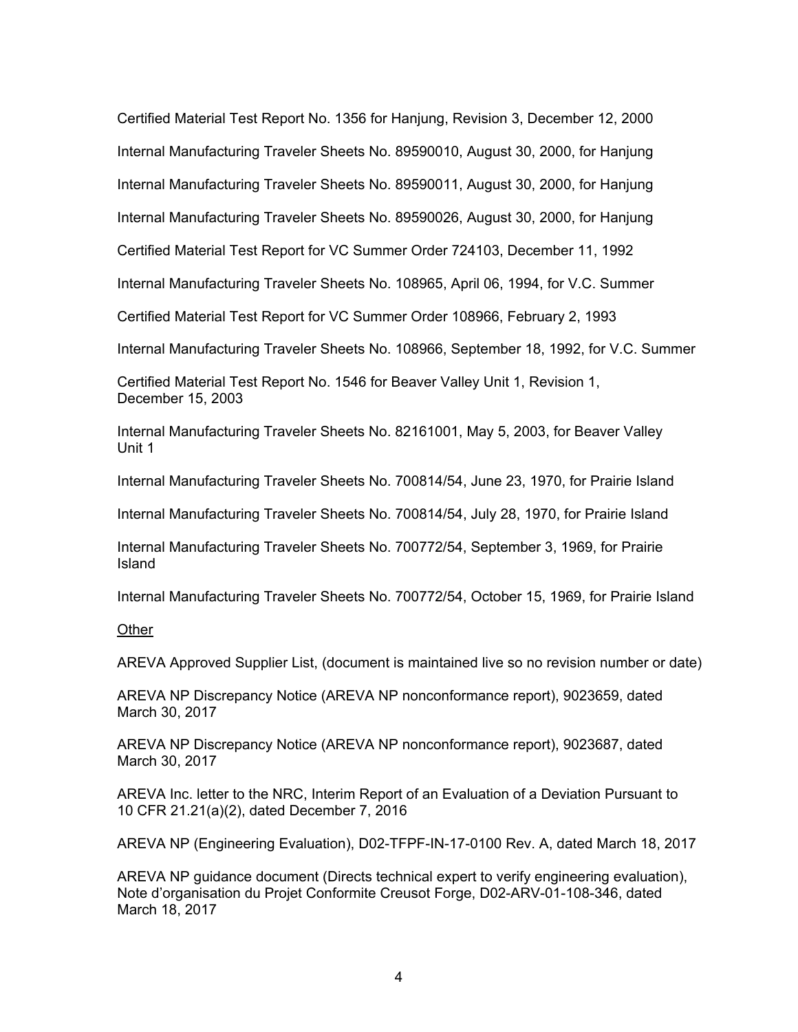Certified Material Test Report No. 1356 for Hanjung, Revision 3, December 12, 2000

Internal Manufacturing Traveler Sheets No. 89590010, August 30, 2000, for Hanjung

Internal Manufacturing Traveler Sheets No. 89590011, August 30, 2000, for Hanjung

Internal Manufacturing Traveler Sheets No. 89590026, August 30, 2000, for Hanjung

Certified Material Test Report for VC Summer Order 724103, December 11, 1992

Internal Manufacturing Traveler Sheets No. 108965, April 06, 1994, for V.C. Summer

Certified Material Test Report for VC Summer Order 108966, February 2, 1993

Internal Manufacturing Traveler Sheets No. 108966, September 18, 1992, for V.C. Summer

Certified Material Test Report No. 1546 for Beaver Valley Unit 1, Revision 1, December 15, 2003

Internal Manufacturing Traveler Sheets No. 82161001, May 5, 2003, for Beaver Valley Unit 1

Internal Manufacturing Traveler Sheets No. 700814/54, June 23, 1970, for Prairie Island

Internal Manufacturing Traveler Sheets No. 700814/54, July 28, 1970, for Prairie Island

Internal Manufacturing Traveler Sheets No. 700772/54, September 3, 1969, for Prairie Island

Internal Manufacturing Traveler Sheets No. 700772/54, October 15, 1969, for Prairie Island

<u>Other</u>

AREVA Approved Supplier List, (document is maintained live so no revision number or date)

AREVA NP Discrepancy Notice (AREVA NP nonconformance report), 9023659, dated March 30, 2017

AREVA NP Discrepancy Notice (AREVA NP nonconformance report), 9023687, dated March 30, 2017

AREVA Inc. letter to the NRC, Interim Report of an Evaluation of a Deviation Pursuant to 10 CFR 21.21(a)(2), dated December 7, 2016

AREVA NP (Engineering Evaluation), D02-TFPF-IN-17-0100 Rev. A, dated March 18, 2017

AREVA NP guidance document (Directs technical expert to verify engineering evaluation), Note d'organisation du Projet Conformite Creusot Forge, D02-ARV-01-108-346, dated March 18, 2017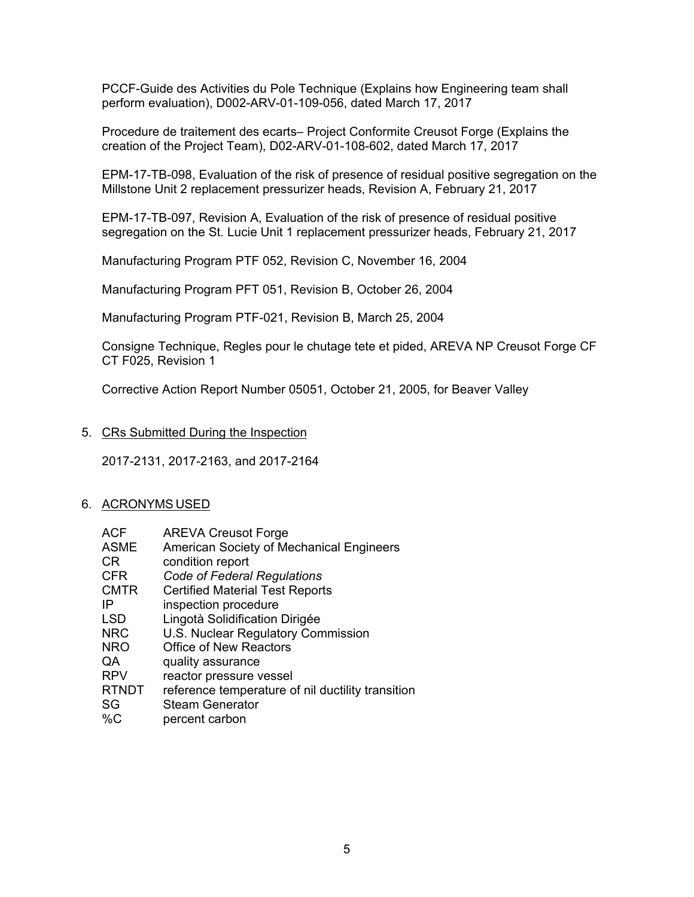PCCF-Guide des Activities du Pole Technique (Explains how Engineering team shall perform evaluation), D002-ARV-01-109-056, dated March 17, 2017

Procedure de traitement des ecarts– Project Conformite Creusot Forge (Explains the creation of the Project Team), D02-ARV-01-108-602, dated March 17, 2017

EPM-17-TB-098, Evaluation of the risk of presence of residual positive segregation on the Millstone Unit 2 replacement pressurizer heads, Revision A, February 21, 2017

EPM-17-TB-097, Revision A, Evaluation of the risk of presence of residual positive segregation on the St. Lucie Unit 1 replacement pressurizer heads, February 21, 2017

Manufacturing Program PTF 052, Revision C, November 16, 2004

Manufacturing Program PFT 051, Revision B, October 26, 2004

Manufacturing Program PTF-021, Revision B, March 25, 2004

Consigne Technique, Regles pour le chutage tete et pided, AREVA NP Creusot Forge CF CT F025, Revision 1

Corrective Action Report Number 05051, October 21, 2005, for Beaver Valley

5. CRs Submitted During the Inspection

   2017-2131, 2017-2163, and 2017-2164

6. ACRONYMS USED

| | |
|---|---|
| ACF | AREVA Creusot Forge |
| ASME | American Society of Mechanical Engineers |
| CR | condition report |
| CFR | *Code of Federal Regulations* |
| CMTR | Certified Material Test Reports |
| IP | inspection procedure |
| LSD | Lingotà Solidification Dirigée |
| NRC | U.S. Nuclear Regulatory Commission |
| NRO | Office of New Reactors |
| QA | quality assurance |
| RPV | reactor pressure vessel |
| RTNDT | reference temperature of nil ductility transition |
| SG | Steam Generator |
| %C | percent carbon |